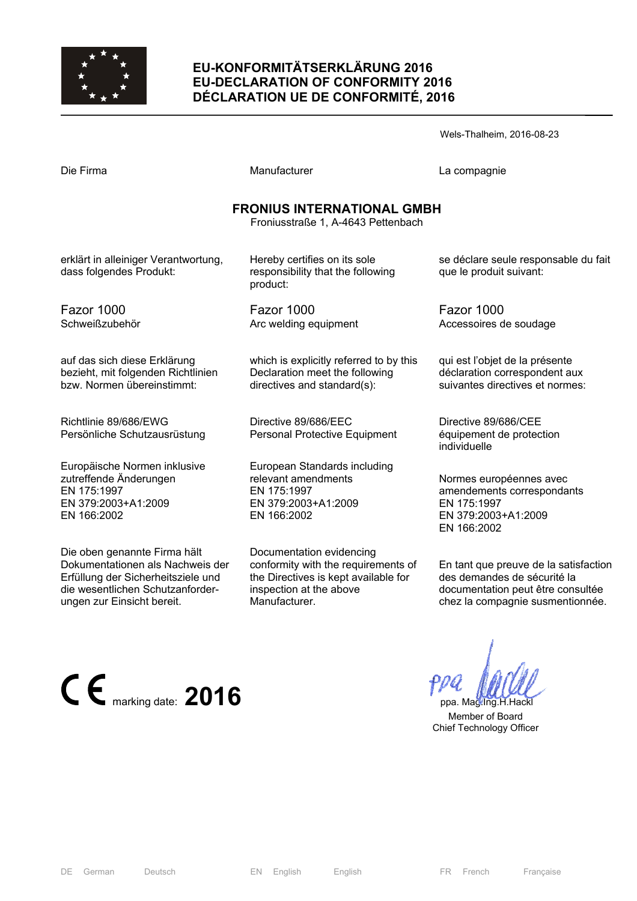# EU-KONFORMITÄTSERKLÄRUNG 2016
# EU-DECLARATION OF CONFORMITY 2016
# DÉCLARATION UE DE CONFORMITÉ, 2016

Wels-Thalheim, 2016-08-23

Die Firma

**FRONIUS INTERNATIONAL GMBH**
Froniusstraße 1, A-4643 Pettenbach

erklärt in alleiniger Verantwortung, dass folgendes Produkt:

Fazor 1000
Schweißzubehör

auf das sich diese Erklärung bezieht, mit folgenden Richtlinien bzw. Normen übereinstimmt:

Richtlinie 89/686/EWG
Persönliche Schutzausrüstung

Europäische Normen inklusive zutreffende Änderungen
EN 175:1997
EN 379:2003+A1:2009
EN 166:2002

Die oben genannte Firma hält Dokumentationen als Nachweis der Erfüllung der Sicherheitsziele und die wesentlichen Schutzanforderungen zur Einsicht bereit.

Manufacturer

**FRONIUS INTERNATIONAL GMBH**
Froniusstraße 1, A-4643 Pettenbach

Hereby certifies on its sole responsibility that the following product:

Fazor 1000
Arc welding equipment

which is explicitly referred to by this Declaration meet the following directives and standard(s):

Directive 89/686/EEC
Personal Protective Equipment

European Standards including relevant amendments
EN 175:1997
EN 379:2003+A1:2009
EN 166:2002

Documentation evidencing conformity with the requirements of the Directives is kept available for inspection at the above Manufacturer.

La compagnie

**FRONIUS INTERNATIONAL GMBH**
Froniusstraße 1, A-4643 Pettenbach

se déclare seule responsable du fait que le produit suivant:

Fazor 1000
Accessoires de soudage

qui est l'objet de la présente déclaration correspondent aux suivantes directives et normes:

Directive 89/686/CEE
équipement de protection individuelle

Normes européennes avec amendements correspondants
EN 175:1997
EN 379:2003+A1:2009
EN 166:2002

En tant que preuve de la satisfaction des demandes de sécurité la documentation peut être consultée chez la compagnie susmentionnée.

CE marking date: **2016**

ppa. Mag.Ing.H.Hackl
Member of Board
Chief Technology Officer

DE German Deutsch | EN English English | FR French Française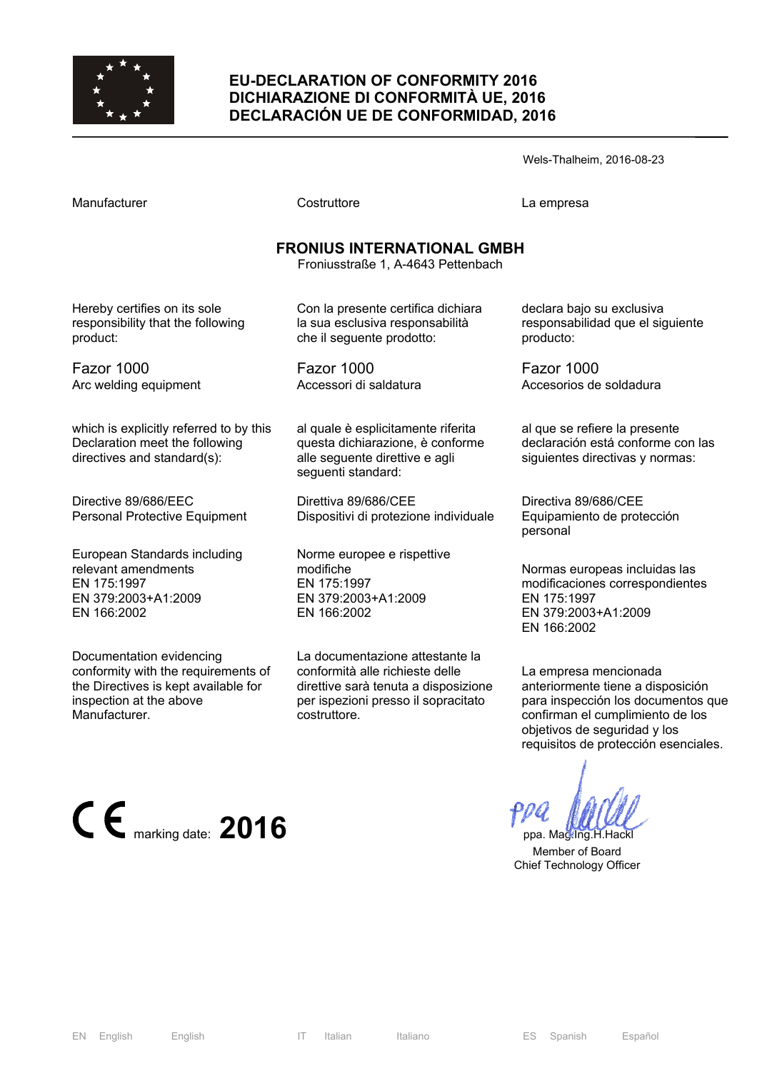# EU-DECLARATION OF CONFORMITY 2016
# DICHIARAZIONE DI CONFORMITÀ UE, 2016
# DECLARACIÓN UE DE CONFORMIDAD, 2016

Wels-Thalheim, 2016-08-23

Manufacturer

Costruttore

La empresa

**FRONIUS INTERNATIONAL GMBH**
Froniusstraße 1, A-4643 Pettenbach

Hereby certifies on its sole responsibility that the following product:

Fazor 1000
Arc welding equipment

which is explicitly referred to by this Declaration meet the following directives and standard(s):

Directive 89/686/EEC
Personal Protective Equipment

European Standards including relevant amendments
EN 175:1997
EN 379:2003+A1:2009
EN 166:2002

Documentation evidencing conformity with the requirements of the Directives is kept available for inspection at the above Manufacturer.

Con la presente certifica dichiara la sua esclusiva responsabilità che il seguente prodotto:

Fazor 1000
Accessori di saldatura

al quale è esplicitamente riferita questa dichiarazione, è conforme alle seguente direttive e agli seguenti standard:

Direttiva 89/686/CEE
Dispositivi di protezione individuale

Norme europee e rispettive modifiche
EN 175:1997
EN 379:2003+A1:2009
EN 166:2002

La documentazione attestante la conformità alle richieste delle direttive sarà tenuta a disposizione per ispezioni presso il sopracitato costruttore.

declara bajo su exclusiva responsabilidad que el siguiente producto:

Fazor 1000
Accesorios de soldadura

al que se refiere la presente declaración está conforme con las siguientes directivas y normas:

Directiva 89/686/CEE
Equipamiento de protección personal

Normas europeas incluidas las modificaciones correspondientes
EN 175:1997
EN 379:2003+A1:2009
EN 166:2002

La empresa mencionada anteriormente tiene a disposición para inspección los documentos que confirman el cumplimiento de los objetivos de seguridad y los requisitos de protección esenciales.

CE marking date: **2016**

ppa. Mag.Ing.H.Hackl
Member of Board
Chief Technology Officer

EN English English IT Italian Italiano ES Spanish Español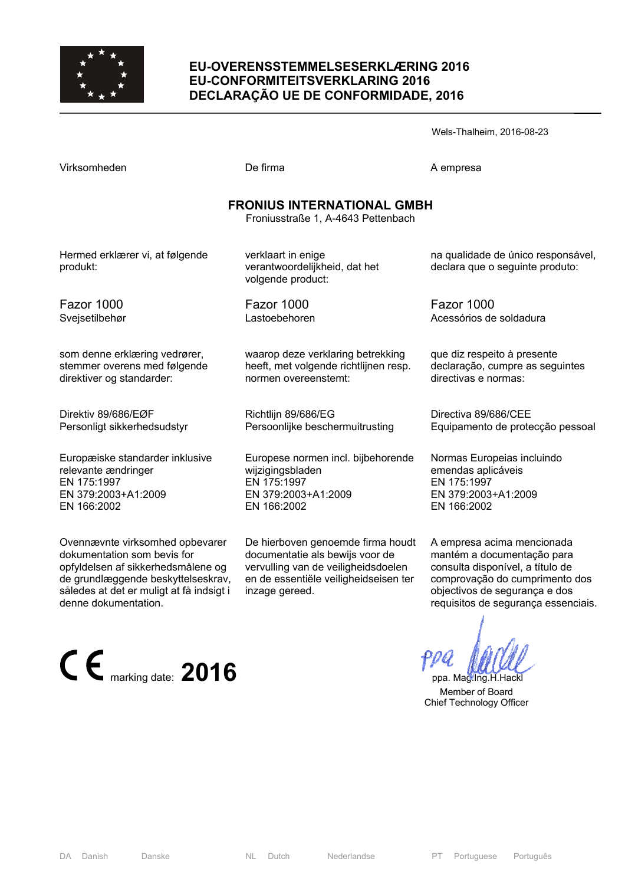# EU-OVERENSSTEMMELSESERKLÆRING 2016
# EU-CONFORMITEITSVERKLARING 2016
# DECLARAÇÃO UE DE CONFORMIDADE, 2016

Wels-Thalheim, 2016-08-23

Virksomheden

De firma

A empresa

**FRONIUS INTERNATIONAL GMBH**

Froniusstraße 1, A-4643 Pettenbach

Hermed erklærer vi, at følgende produkt:

Fazor 1000

Svejsetilbehør

som denne erklæring vedrører, stemmer overens med følgende direktiver og standarder:

Direktiv 89/686/EØF
Personligt sikkerhedsudstyr

Europæiske standarder inklusive relevante ændringer
EN 175:1997
EN 379:2003+A1:2009
EN 166:2002

Ovennævnte virksomhed opbevarer dokumentation som bevis for opfyldelsen af sikkerhedsmålene og de grundlæggende beskyttelseskrav, således at det er muligt at få indsigt i denne dokumentation.

verklaart in enige verantwoordelijkheid, dat het volgende product:

Fazor 1000

Lastoebehoren

waarop deze verklaring betrekking heeft, met volgende richtlijnen resp. normen overeenstemt:

Richtlijn 89/686/EG
Persoonlijke beschermuitrusting

Europese normen incl. bijbehorende wijzigingsbladen
EN 175:1997
EN 379:2003+A1:2009
EN 166:2002

De hierboven genoemde firma houdt documentatie als bewijs voor de vervulling van de veiligheidsdoelen en de essentiële veiligheidseisen ter inzage gereed.

na qualidade de único responsável, declara que o seguinte produto:

Fazor 1000

Acessórios de soldadura

que diz respeito à presente declaração, cumpre as seguintes directivas e normas:

Directiva 89/686/CEE
Equipamento de protecção pessoal

Normas Europeias incluindo emendas aplicáveis
EN 175:1997
EN 379:2003+A1:2009
EN 166:2002

A empresa acima mencionada mantém a documentação para consulta disponível, a título de comprovação do cumprimento dos objectivos de segurança e dos requisitos de segurança essenciais.

CE marking date: **2016**

ppa. Mag.Ing.H.Hackl
Member of Board
Chief Technology Officer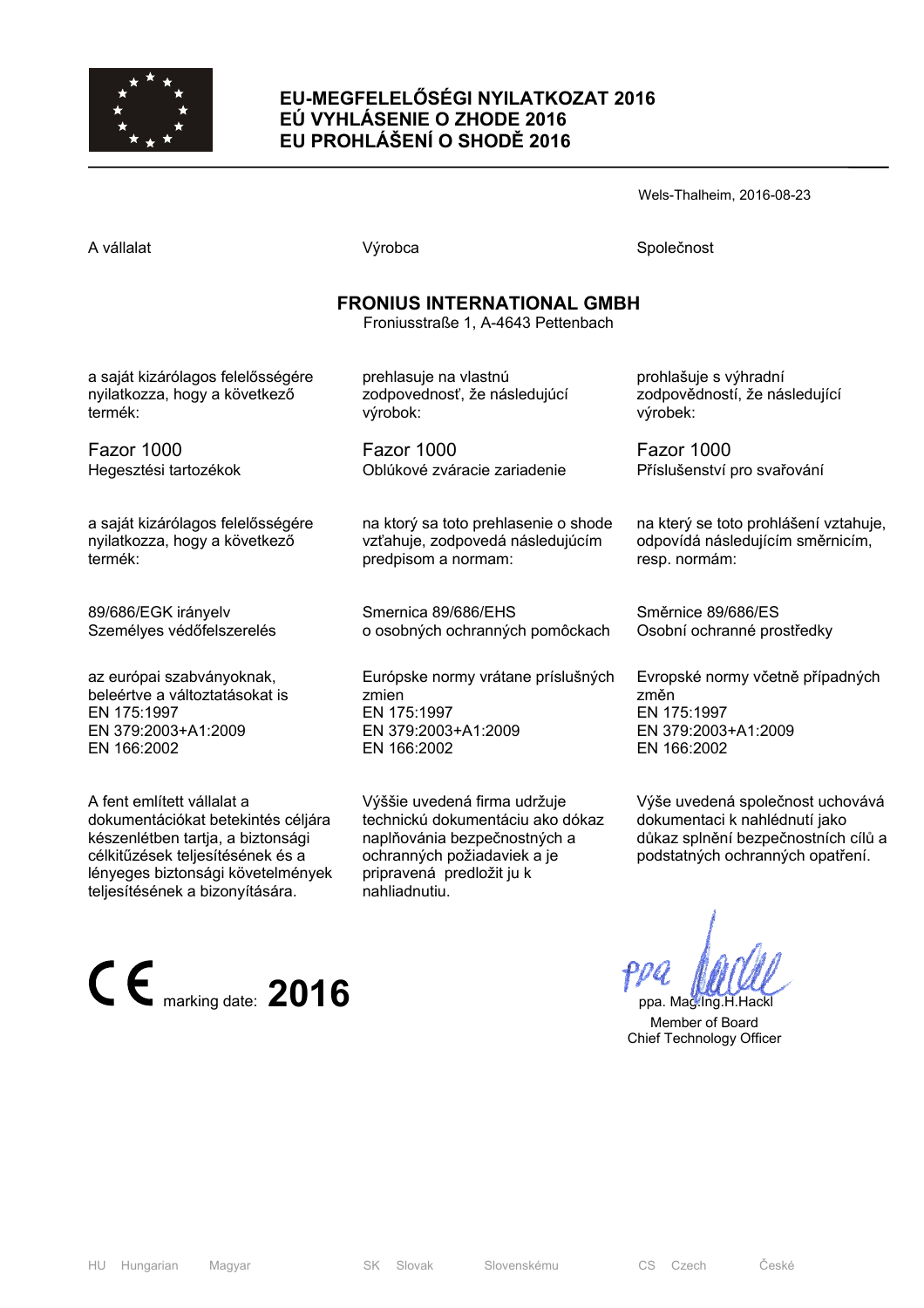# EU-MEGFELELŐSÉGI NYILATKOZAT 2016
# EÚ VYHLÁSENIE O ZHODE 2016
# EU PROHLÁŠENÍ O SHODĚ 2016

Wels-Thalheim, 2016-08-23

| A vállalat | Výrobca | Společnost |
|---|---|---|

**FRONIUS INTERNATIONAL GMBH**
Froniusstraße 1, A-4643 Pettenbach

| | | |
|---|---|---|
| a saját kizárólagos felelősségére nyilatkozza, hogy a következő termék: | prehlasuje na vlastnú zodpovednosť, že následujúci výrobok: | prohlašuje s výhradní zodpovědností, že následující výrobek: |
| Fazor 1000<br>Hegesztési tartozékok | Fazor 1000<br>Oblúkové zváracie zariadenie | Fazor 1000<br>Příslušenství pro svařování |
| a saját kizárólagos felelősségére nyilatkozza, hogy a következő termék: | na ktorý sa toto prehlasenie o shode vzťahuje, zodpovedá následujúcím predpisom a normam: | na který se toto prohlášení vztahuje, odpovídá následujícím směrnicím, resp. normám: |
| 89/686/EGK irányelv<br>Személyes védőfelszerelés | Smernica 89/686/EHS<br>o osobných ochranných pomôckach | Směrnice 89/686/ES<br>Osobní ochranné prostředky |
| az európai szabványoknak, beleértve a változtatásokat is<br>EN 175:1997<br>EN 379:2003+A1:2009<br>EN 166:2002 | Európske normy vrátane príslušných zmien<br>EN 175:1997<br>EN 379:2003+A1:2009<br>EN 166:2002 | Evropské normy včetně případných změn<br>EN 175:1997<br>EN 379:2003+A1:2009<br>EN 166:2002 |
| A fent említett vállalat a dokumentációkat betekintés céljára készenlétben tartja, a biztonsági célkitűzések teljesítésének és a lényeges biztonsági követelmények teljesítésének a bizonyítására. | Výššie uvedená firma udržuje technickú dokumentáciu ako dókaz naplňovánia bezpečnostných a ochranných požiadaviek a je pripravená predložit ju k nahliadnutiu. | Výše uvedená společnost uchovává dokumentaci k nahlédnutí jako důkaz splnění bezpečnostních cílů a podstatných ochranných opatření. |

CE marking date: **2016**

ppa. Mag.Ing.H.Hackl
Member of Board
Chief Technology Officer

HU Hungarian Magyar | SK Slovak Slovenskému | CS Czech České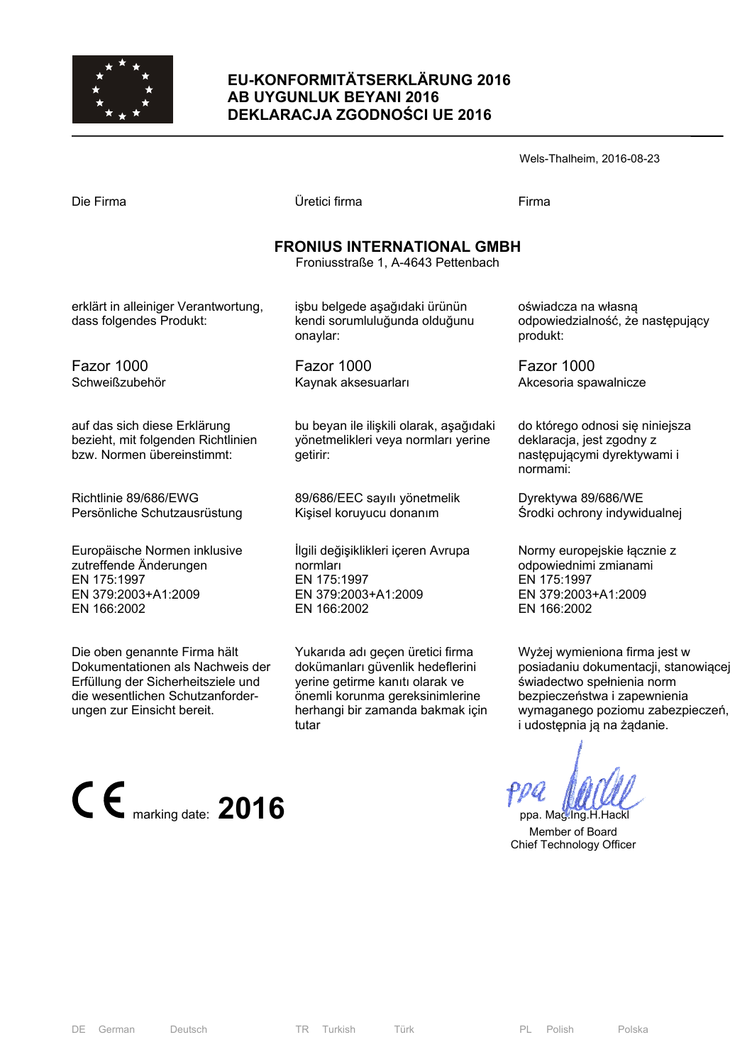# EU-KONFORMITÄTSERKLÄRUNG 2016
# AB UYGUNLUK BEYANI 2016
# DEKLARACJA ZGODNOŚCI UE 2016

Wels-Thalheim, 2016-08-23

Die Firma

**FRONIUS INTERNATIONAL GMBH**
Froniusstraße 1, A-4643 Pettenbach

erklärt in alleiniger Verantwortung, dass folgendes Produkt:

Fazor 1000
Schweißzubehör

auf das sich diese Erklärung bezieht, mit folgenden Richtlinien bzw. Normen übereinstimmt:

Richtlinie 89/686/EWG
Persönliche Schutzausrüstung

Europäische Normen inklusive zutreffende Änderungen
EN 175:1997
EN 379:2003+A1:2009
EN 166:2002

Die oben genannte Firma hält Dokumentationen als Nachweis der Erfüllung der Sicherheitsziele und die wesentlichen Schutzanforderungen zur Einsicht bereit.

Üretici firma

**FRONIUS INTERNATIONAL GMBH**
Froniusstraße 1, A-4643 Pettenbach

işbu belgede aşağıdaki ürünün kendi sorumluluğunda olduğunu onaylar:

Fazor 1000
Kaynak aksesuarları

bu beyan ile ilişkili olarak, aşağıdaki yönetmelikleri veya normları yerine getirir:

89/686/EEC sayılı yönetmelik
Kişisel koruyucu donanım

İlgili değişiklikleri içeren Avrupa normları
EN 175:1997
EN 379:2003+A1:2009
EN 166:2002

Yukarıda adı geçen üretici firma dokümanları güvenlik hedeflerini yerine getirme kanıtı olarak ve önemli korunma gereksinimlerine herhangi bir zamanda bakmak için tutar

Firma

**FRONIUS INTERNATIONAL GMBH**
Froniusstraße 1, A-4643 Pettenbach

oświadcza na własną odpowiedzialność, że następujący produkt:

Fazor 1000
Akcesoria spawalnicze

do którego odnosi się niniejsza deklaracja, jest zgodny z następującymi dyrektywami i normami:

Dyrektywa 89/686/WE
Środki ochrony indywidualnej

Normy europejskie łącznie z odpowiednimi zmianami
EN 175:1997
EN 379:2003+A1:2009
EN 166:2002

Wyżej wymieniona firma jest w posiadaniu dokumentacji, stanowiącej świadectwo spełnienia norm bezpieczeństwa i zapewnienia wymaganego poziomu zabezpieczeń, i udostępnia ją na żądanie.

CE marking date: **2016**

ppa. Mag.Ing.H.Hackl
Member of Board
Chief Technology Officer

DE German Deutsch | TR Turkish Türk | PL Polish Polska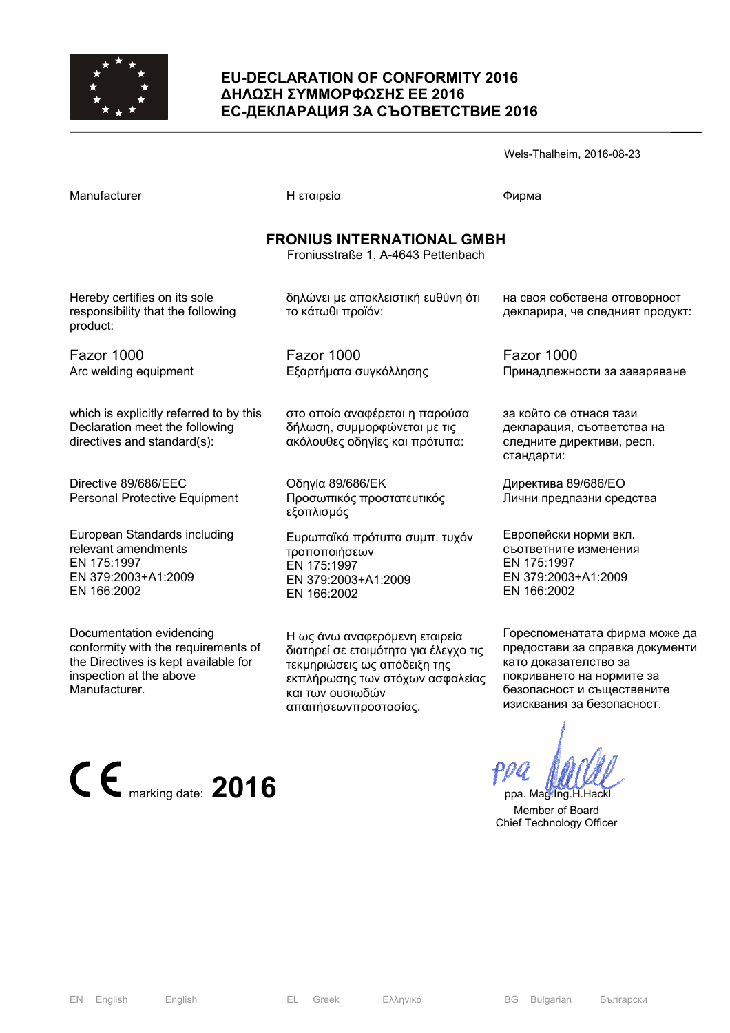# EU-DECLARATION OF CONFORMITY 2016
# ΔΗΛΩΣΗ ΣΥΜΜΟΡΦΩΣΗΣ ΕΕ 2016
# ЕС-ДЕКЛАРАЦИЯ ЗА СЪОТВЕТСТВИЕ 2016

Wels-Thalheim, 2016-08-23

| | | |
|---|---|---|
| Manufacturer | Η εταιρεία | Фирма |

**FRONIUS INTERNATIONAL GMBH**
Froniusstraße 1, A-4643 Pettenbach

| | | |
|---|---|---|
| Hereby certifies on its sole responsibility that the following product: | δηλώνει με αποκλειστική ευθύνη ότι το κάτωθι προϊόν: | на своя собствена отговорност декларира, че следният продукт: |
| Fazor 1000<br>Arc welding equipment | Fazor 1000<br>Εξαρτήματα συγκόλλησης | Fazor 1000<br>Принадлежности за заваряване |
| which is explicitly referred to by this Declaration meet the following directives and standard(s): | στο οποίο αναφέρεται η παρούσα δήλωση, συμμορφώνεται με τις ακόλουθες οδηγίες και πρότυπα: | за който се отнася тази декларация, съответства на следните директиви, респ. стандарти: |
| Directive 89/686/EEC<br>Personal Protective Equipment | Οδηγία 89/686/ΕΚ<br>Προσωπικός προστατευτικός εξοπλισμός | Директива 89/686/ЕО<br>Лични предпазни средства |
| European Standards including relevant amendments<br>EN 175:1997<br>EN 379:2003+A1:2009<br>EN 166:2002 | Ευρωπαϊκά πρότυπα συμπ. τυχόν τροποποιήσεων<br>EN 175:1997<br>EN 379:2003+A1:2009<br>EN 166:2002 | Европейски норми вкл. съответните изменения<br>EN 175:1997<br>EN 379:2003+A1:2009<br>EN 166:2002 |
| Documentation evidencing conformity with the requirements of the Directives is kept available for inspection at the above Manufacturer. | Η ως άνω αναφερόμενη εταιρεία διατηρεί σε ετοιμότητα για έλεγχο τις τεκμηριώσεις ως απόδειξη της εκπλήρωσης των στόχων ασφαλείας και των ουσιωδών απαιτήσεωνπροστασίας. | Гореспоменатата фирма може да предостави за справка документи като доказателство за покриването на нормите за безопасност и съществените изисквания за безопасност. |

CE marking date: **2016**

ppa. Mag.Ing.H.Hackl
Member of Board
Chief Technology Officer

EN English English | EL Greek Ελληνικά | BG Bulgarian Български